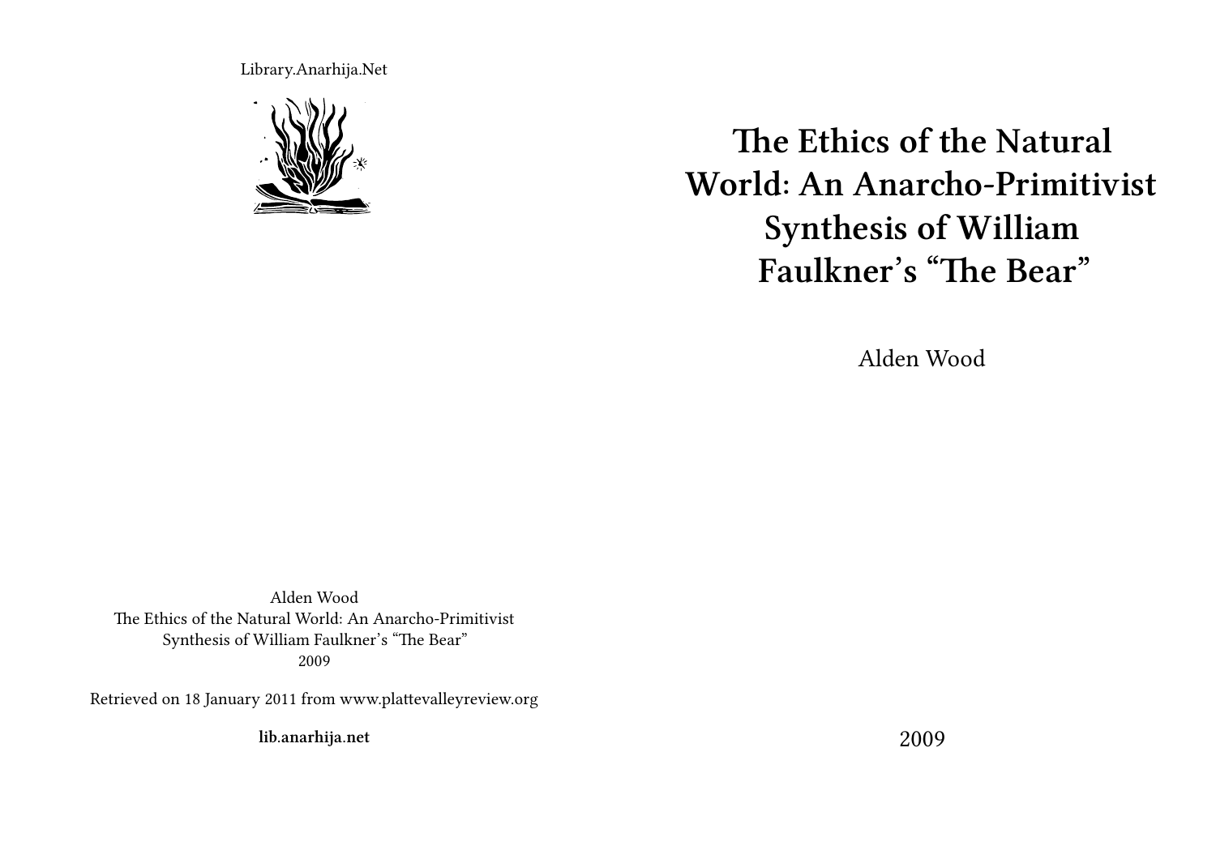Library.Anarhija.Net

# The Ethics of the Natural World: An Anarcho-Primitivist Synthesis of William Faulkner's "The Bear"

Alden Wood

2009

Alden Wood
The Ethics of the Natural World: An Anarcho-Primitivist Synthesis of William Faulkner's "The Bear"
2009

Retrieved on 18 January 2011 from www.plattevalleyreview.org

**lib.anarhija.net**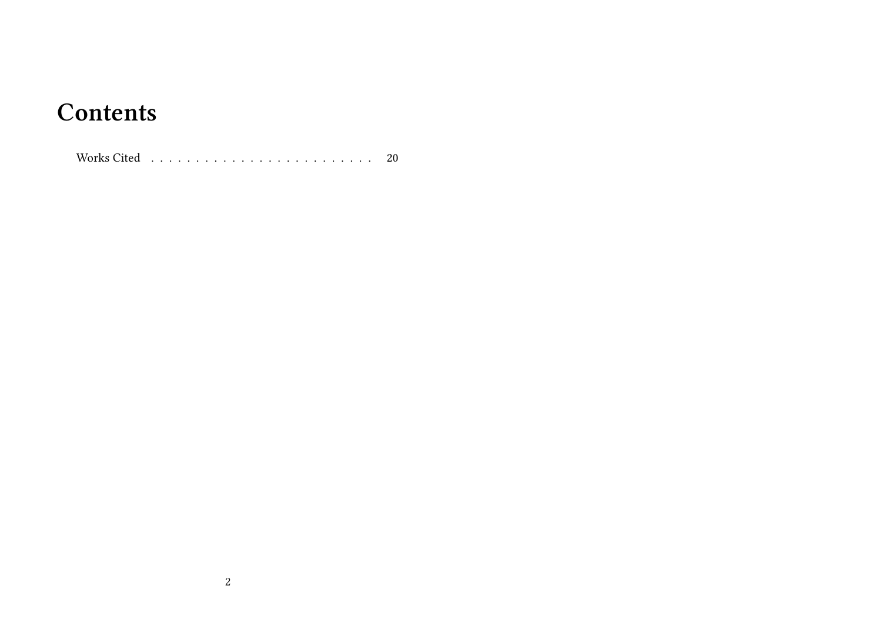# Contents

Works Cited . . . . . . . . . . . . . . . . . . . . . . . . . 20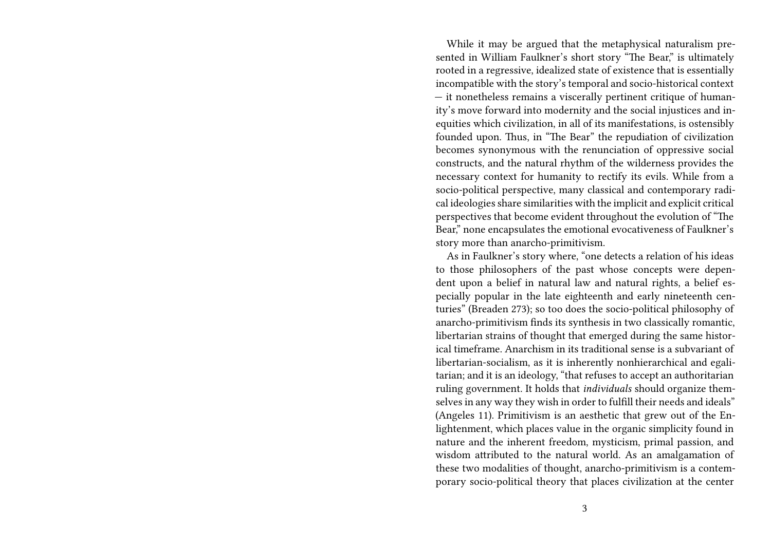While it may be argued that the metaphysical naturalism presented in William Faulkner's short story "The Bear," is ultimately rooted in a regressive, idealized state of existence that is essentially incompatible with the story's temporal and socio-historical context — it nonetheless remains a viscerally pertinent critique of humanity's move forward into modernity and the social injustices and inequities which civilization, in all of its manifestations, is ostensibly founded upon. Thus, in "The Bear" the repudiation of civilization becomes synonymous with the renunciation of oppressive social constructs, and the natural rhythm of the wilderness provides the necessary context for humanity to rectify its evils. While from a socio-political perspective, many classical and contemporary radical ideologies share similarities with the implicit and explicit critical perspectives that become evident throughout the evolution of "The Bear," none encapsulates the emotional evocativeness of Faulkner's story more than anarcho-primitivism.

As in Faulkner's story where, "one detects a relation of his ideas to those philosophers of the past whose concepts were dependent upon a belief in natural law and natural rights, a belief especially popular in the late eighteenth and early nineteenth centuries" (Breaden 273); so too does the socio-political philosophy of anarcho-primitivism finds its synthesis in two classically romantic, libertarian strains of thought that emerged during the same historical timeframe. Anarchism in its traditional sense is a subvariant of libertarian-socialism, as it is inherently nonhierarchical and egalitarian; and it is an ideology, "that refuses to accept an authoritarian ruling government. It holds that *individuals* should organize themselves in any way they wish in order to fulfill their needs and ideals" (Angeles 11). Primitivism is an aesthetic that grew out of the Enlightenment, which places value in the organic simplicity found in nature and the inherent freedom, mysticism, primal passion, and wisdom attributed to the natural world. As an amalgamation of these two modalities of thought, anarcho-primitivism is a contemporary socio-political theory that places civilization at the center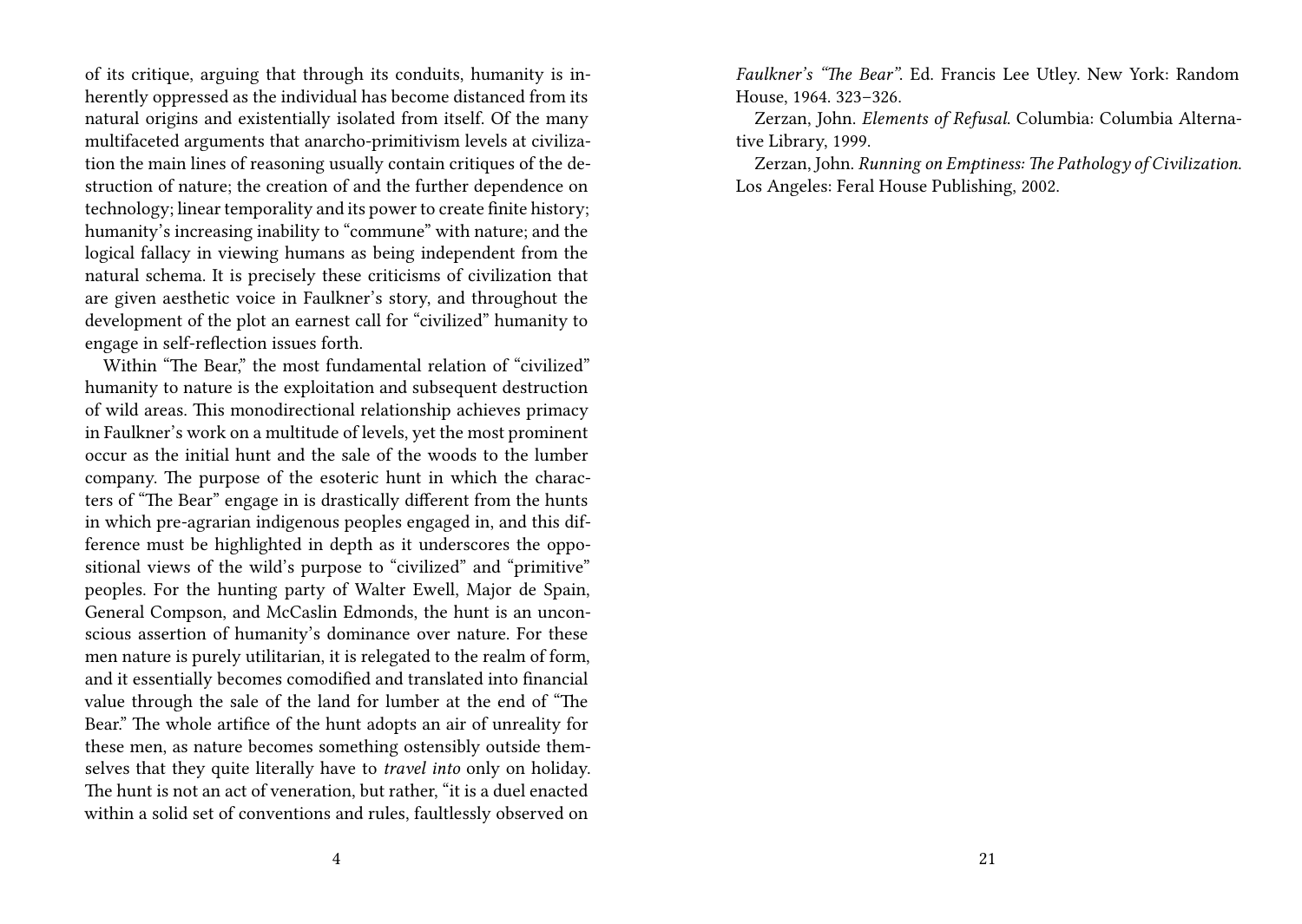of its critique, arguing that through its conduits, humanity is inherently oppressed as the individual has become distanced from its natural origins and existentially isolated from itself. Of the many multifaceted arguments that anarcho-primitivism levels at civilization the main lines of reasoning usually contain critiques of the destruction of nature; the creation of and the further dependence on technology; linear temporality and its power to create finite history; humanity's increasing inability to "commune" with nature; and the logical fallacy in viewing humans as being independent from the natural schema. It is precisely these criticisms of civilization that are given aesthetic voice in Faulkner's story, and throughout the development of the plot an earnest call for "civilized" humanity to engage in self-reflection issues forth.

Within "The Bear," the most fundamental relation of "civilized" humanity to nature is the exploitation and subsequent destruction of wild areas. This monodirectional relationship achieves primacy in Faulkner's work on a multitude of levels, yet the most prominent occur as the initial hunt and the sale of the woods to the lumber company. The purpose of the esoteric hunt in which the characters of "The Bear" engage in is drastically different from the hunts in which pre-agrarian indigenous peoples engaged in, and this difference must be highlighted in depth as it underscores the oppositional views of the wild's purpose to "civilized" and "primitive" peoples. For the hunting party of Walter Ewell, Major de Spain, General Compson, and McCaslin Edmonds, the hunt is an unconscious assertion of humanity's dominance over nature. For these men nature is purely utilitarian, it is relegated to the realm of form, and it essentially becomes comodified and translated into financial value through the sale of the land for lumber at the end of "The Bear." The whole artifice of the hunt adopts an air of unreality for these men, as nature becomes something ostensibly outside themselves that they quite literally have to *travel into* only on holiday. The hunt is not an act of veneration, but rather, "it is a duel enacted within a solid set of conventions and rules, faultlessly observed on

*Faulkner's "The Bear"*. Ed. Francis Lee Utley. New York: Random House, 1964. 323–326.

Zerzan, John. *Elements of Refusal*. Columbia: Columbia Alternative Library, 1999.

Zerzan, John. *Running on Emptiness: The Pathology of Civilization*. Los Angeles: Feral House Publishing, 2002.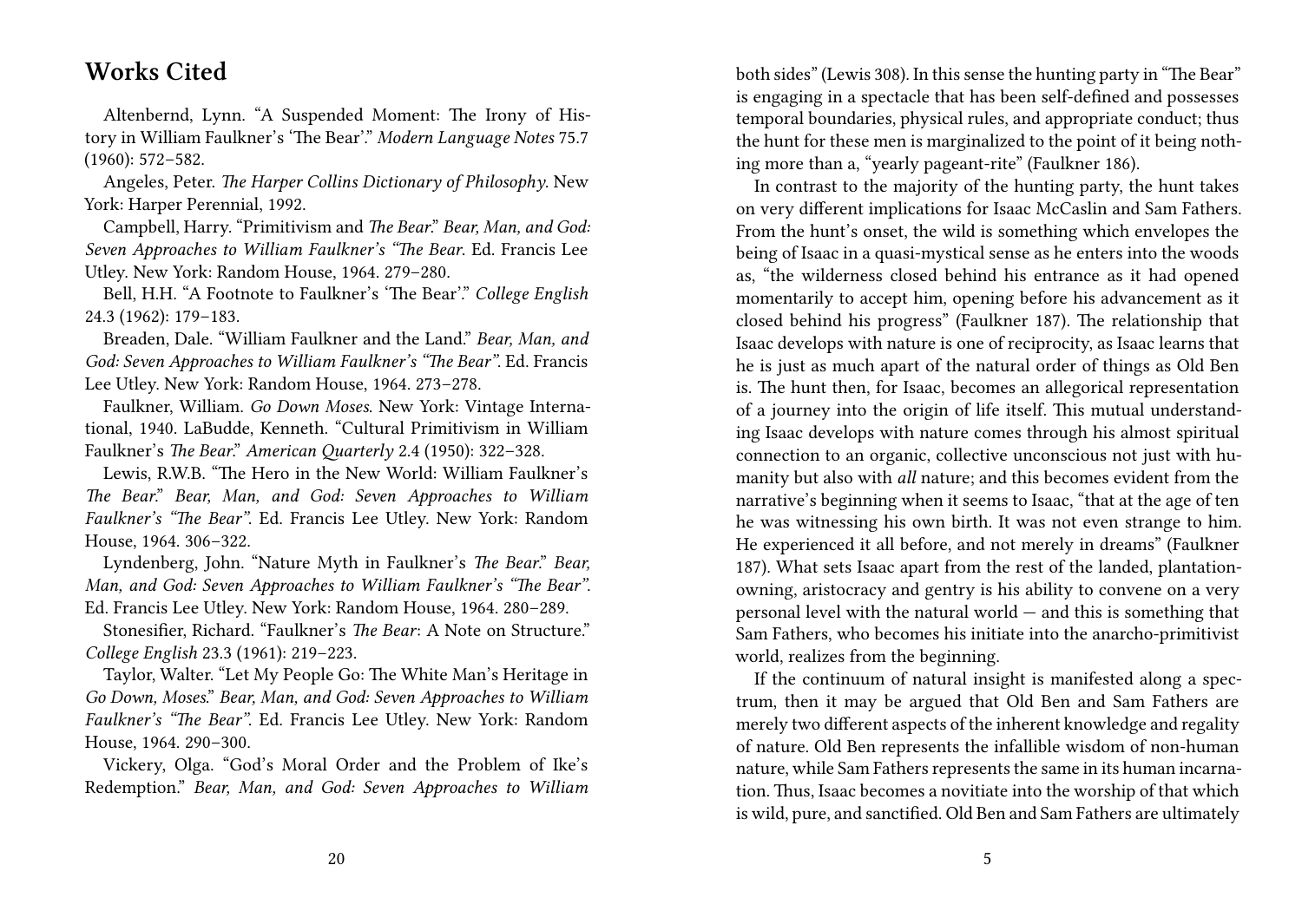## Works Cited

Altenbernd, Lynn. "A Suspended Moment: The Irony of History in William Faulkner's 'The Bear'." *Modern Language Notes* 75.7 (1960): 572–582.

Angeles, Peter. *The Harper Collins Dictionary of Philosophy*. New York: Harper Perennial, 1992.

Campbell, Harry. "Primitivism and *The Bear*." *Bear, Man, and God: Seven Approaches to William Faulkner's "The Bear*. Ed. Francis Lee Utley. New York: Random House, 1964. 279–280.

Bell, H.H. "A Footnote to Faulkner's 'The Bear'." *College English* 24.3 (1962): 179–183.

Breaden, Dale. "William Faulkner and the Land." *Bear, Man, and God: Seven Approaches to William Faulkner's "The Bear"*. Ed. Francis Lee Utley. New York: Random House, 1964. 273–278.

Faulkner, William. *Go Down Moses*. New York: Vintage International, 1940. LaBudde, Kenneth. "Cultural Primitivism in William Faulkner's *The Bear*." *American Quarterly* 2.4 (1950): 322–328.

Lewis, R.W.B. "The Hero in the New World: William Faulkner's *The Bear*." *Bear, Man, and God: Seven Approaches to William Faulkner's "The Bear"*. Ed. Francis Lee Utley. New York: Random House, 1964. 306–322.

Lyndenberg, John. "Nature Myth in Faulkner's *The Bear*." *Bear, Man, and God: Seven Approaches to William Faulkner's "The Bear"*. Ed. Francis Lee Utley. New York: Random House, 1964. 280–289.

Stonesifier, Richard. "Faulkner's *The Bear*: A Note on Structure." *College English* 23.3 (1961): 219–223.

Taylor, Walter. "Let My People Go: The White Man's Heritage in *Go Down, Moses*." *Bear, Man, and God: Seven Approaches to William Faulkner's "The Bear"*. Ed. Francis Lee Utley. New York: Random House, 1964. 290–300.

Vickery, Olga. "God's Moral Order and the Problem of Ike's Redemption." *Bear, Man, and God: Seven Approaches to William

both sides" (Lewis 308). In this sense the hunting party in "The Bear" is engaging in a spectacle that has been self-defined and possesses temporal boundaries, physical rules, and appropriate conduct; thus the hunt for these men is marginalized to the point of it being nothing more than a, "yearly pageant-rite" (Faulkner 186).

In contrast to the majority of the hunting party, the hunt takes on very different implications for Isaac McCaslin and Sam Fathers. From the hunt's onset, the wild is something which envelopes the being of Isaac in a quasi-mystical sense as he enters into the woods as, "the wilderness closed behind his entrance as it had opened momentarily to accept him, opening before his advancement as it closed behind his progress" (Faulkner 187). The relationship that Isaac develops with nature is one of reciprocity, as Isaac learns that he is just as much apart of the natural order of things as Old Ben is. The hunt then, for Isaac, becomes an allegorical representation of a journey into the origin of life itself. This mutual understanding Isaac develops with nature comes through his almost spiritual connection to an organic, collective unconscious not just with humanity but also with *all* nature; and this becomes evident from the narrative's beginning when it seems to Isaac, "that at the age of ten he was witnessing his own birth. It was not even strange to him. He experienced it all before, and not merely in dreams" (Faulkner 187). What sets Isaac apart from the rest of the landed, plantation-owning, aristocracy and gentry is his ability to convene on a very personal level with the natural world — and this is something that Sam Fathers, who becomes his initiate into the anarcho-primitivist world, realizes from the beginning.

If the continuum of natural insight is manifested along a spectrum, then it may be argued that Old Ben and Sam Fathers are merely two different aspects of the inherent knowledge and regality of nature. Old Ben represents the infallible wisdom of non-human nature, while Sam Fathers represents the same in its human incarnation. Thus, Isaac becomes a novitiate into the worship of that which is wild, pure, and sanctified. Old Ben and Sam Fathers are ultimately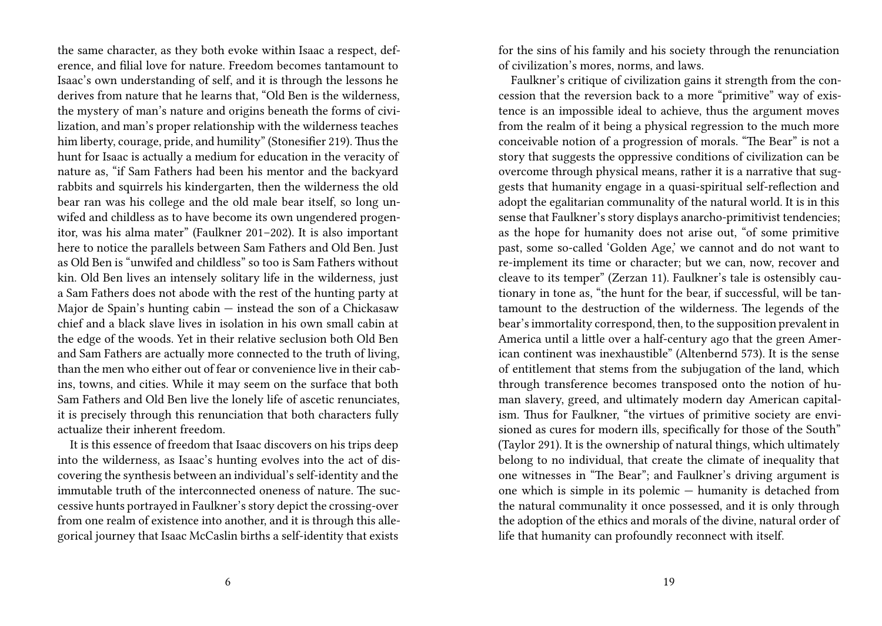the same character, as they both evoke within Isaac a respect, deference, and filial love for nature. Freedom becomes tantamount to Isaac's own understanding of self, and it is through the lessons he derives from nature that he learns that, "Old Ben is the wilderness, the mystery of man's nature and origins beneath the forms of civilization, and man's proper relationship with the wilderness teaches him liberty, courage, pride, and humility" (Stonesifier 219). Thus the hunt for Isaac is actually a medium for education in the veracity of nature as, "if Sam Fathers had been his mentor and the backyard rabbits and squirrels his kindergarten, then the wilderness the old bear ran was his college and the old male bear itself, so long unwifed and childless as to have become its own ungendered progenitor, was his alma mater" (Faulkner 201–202). It is also important here to notice the parallels between Sam Fathers and Old Ben. Just as Old Ben is "unwifed and childless" so too is Sam Fathers without kin. Old Ben lives an intensely solitary life in the wilderness, just a Sam Fathers does not abode with the rest of the hunting party at Major de Spain's hunting cabin — instead the son of a Chickasaw chief and a black slave lives in isolation in his own small cabin at the edge of the woods. Yet in their relative seclusion both Old Ben and Sam Fathers are actually more connected to the truth of living, than the men who either out of fear or convenience live in their cabins, towns, and cities. While it may seem on the surface that both Sam Fathers and Old Ben live the lonely life of ascetic renunciates, it is precisely through this renunciation that both characters fully actualize their inherent freedom.

It is this essence of freedom that Isaac discovers on his trips deep into the wilderness, as Isaac's hunting evolves into the act of discovering the synthesis between an individual's self-identity and the immutable truth of the interconnected oneness of nature. The successive hunts portrayed in Faulkner's story depict the crossing-over from one realm of existence into another, and it is through this allegorical journey that Isaac McCaslin births a self-identity that exists

for the sins of his family and his society through the renunciation of civilization's mores, norms, and laws.

Faulkner's critique of civilization gains it strength from the concession that the reversion back to a more "primitive" way of existence is an impossible ideal to achieve, thus the argument moves from the realm of it being a physical regression to the much more conceivable notion of a progression of morals. "The Bear" is not a story that suggests the oppressive conditions of civilization can be overcome through physical means, rather it is a narrative that suggests that humanity engage in a quasi-spiritual self-reflection and adopt the egalitarian communality of the natural world. It is in this sense that Faulkner's story displays anarcho-primitivist tendencies; as the hope for humanity does not arise out, "of some primitive past, some so-called 'Golden Age,' we cannot and do not want to re-implement its time or character; but we can, now, recover and cleave to its temper" (Zerzan 11). Faulkner's tale is ostensibly cautionary in tone as, "the hunt for the bear, if successful, will be tantamount to the destruction of the wilderness. The legends of the bear's immortality correspond, then, to the supposition prevalent in America until a little over a half-century ago that the green American continent was inexhaustible" (Altenbernd 573). It is the sense of entitlement that stems from the subjugation of the land, which through transference becomes transposed onto the notion of human slavery, greed, and ultimately modern day American capitalism. Thus for Faulkner, "the virtues of primitive society are envisioned as cures for modern ills, specifically for those of the South" (Taylor 291). It is the ownership of natural things, which ultimately belong to no individual, that create the climate of inequality that one witnesses in "The Bear"; and Faulkner's driving argument is one which is simple in its polemic — humanity is detached from the natural communality it once possessed, and it is only through the adoption of the ethics and morals of the divine, natural order of life that humanity can profoundly reconnect with itself.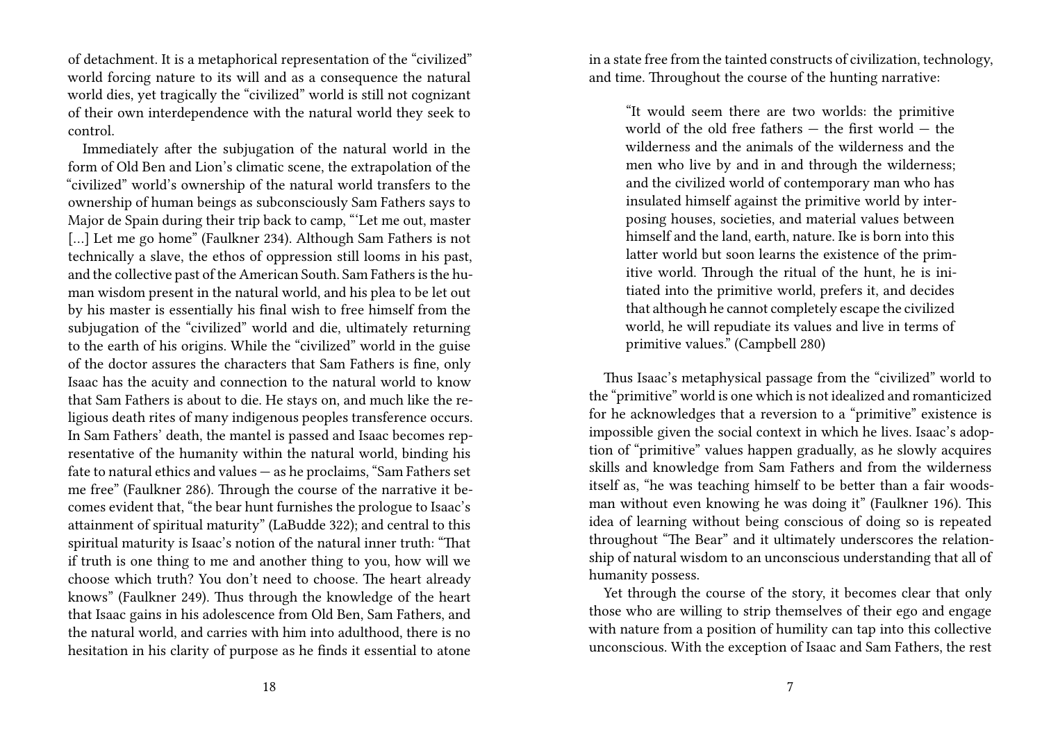of detachment. It is a metaphorical representation of the "civilized" world forcing nature to its will and as a consequence the natural world dies, yet tragically the "civilized" world is still not cognizant of their own interdependence with the natural world they seek to control.

Immediately after the subjugation of the natural world in the form of Old Ben and Lion's climatic scene, the extrapolation of the "civilized" world's ownership of the natural world transfers to the ownership of human beings as subconsciously Sam Fathers says to Major de Spain during their trip back to camp, "'Let me out, master [...] Let me go home" (Faulkner 234). Although Sam Fathers is not technically a slave, the ethos of oppression still looms in his past, and the collective past of the American South. Sam Fathers is the human wisdom present in the natural world, and his plea to be let out by his master is essentially his final wish to free himself from the subjugation of the "civilized" world and die, ultimately returning to the earth of his origins. While the "civilized" world in the guise of the doctor assures the characters that Sam Fathers is fine, only Isaac has the acuity and connection to the natural world to know that Sam Fathers is about to die. He stays on, and much like the religious death rites of many indigenous peoples transference occurs. In Sam Fathers' death, the mantel is passed and Isaac becomes representative of the humanity within the natural world, binding his fate to natural ethics and values — as he proclaims, "Sam Fathers set me free" (Faulkner 286). Through the course of the narrative it becomes evident that, "the bear hunt furnishes the prologue to Isaac's attainment of spiritual maturity" (LaBudde 322); and central to this spiritual maturity is Isaac's notion of the natural inner truth: "That if truth is one thing to me and another thing to you, how will we choose which truth? You don't need to choose. The heart already knows" (Faulkner 249). Thus through the knowledge of the heart that Isaac gains in his adolescence from Old Ben, Sam Fathers, and the natural world, and carries with him into adulthood, there is no hesitation in his clarity of purpose as he finds it essential to atone

in a state free from the tainted constructs of civilization, technology, and time. Throughout the course of the hunting narrative:

> "It would seem there are two worlds: the primitive world of the old free fathers — the first world — the wilderness and the animals of the wilderness and the men who live by and in and through the wilderness; and the civilized world of contemporary man who has insulated himself against the primitive world by interposing houses, societies, and material values between himself and the land, earth, nature. Ike is born into this latter world but soon learns the existence of the primitive world. Through the ritual of the hunt, he is initiated into the primitive world, prefers it, and decides that although he cannot completely escape the civilized world, he will repudiate its values and live in terms of primitive values." (Campbell 280)

Thus Isaac's metaphysical passage from the "civilized" world to the "primitive" world is one which is not idealized and romanticized for he acknowledges that a reversion to a "primitive" existence is impossible given the social context in which he lives. Isaac's adoption of "primitive" values happen gradually, as he slowly acquires skills and knowledge from Sam Fathers and from the wilderness itself as, "he was teaching himself to be better than a fair woodsman without even knowing he was doing it" (Faulkner 196). This idea of learning without being conscious of doing so is repeated throughout "The Bear" and it ultimately underscores the relationship of natural wisdom to an unconscious understanding that all of humanity possess.

Yet through the course of the story, it becomes clear that only those who are willing to strip themselves of their ego and engage with nature from a position of humility can tap into this collective unconscious. With the exception of Isaac and Sam Fathers, the rest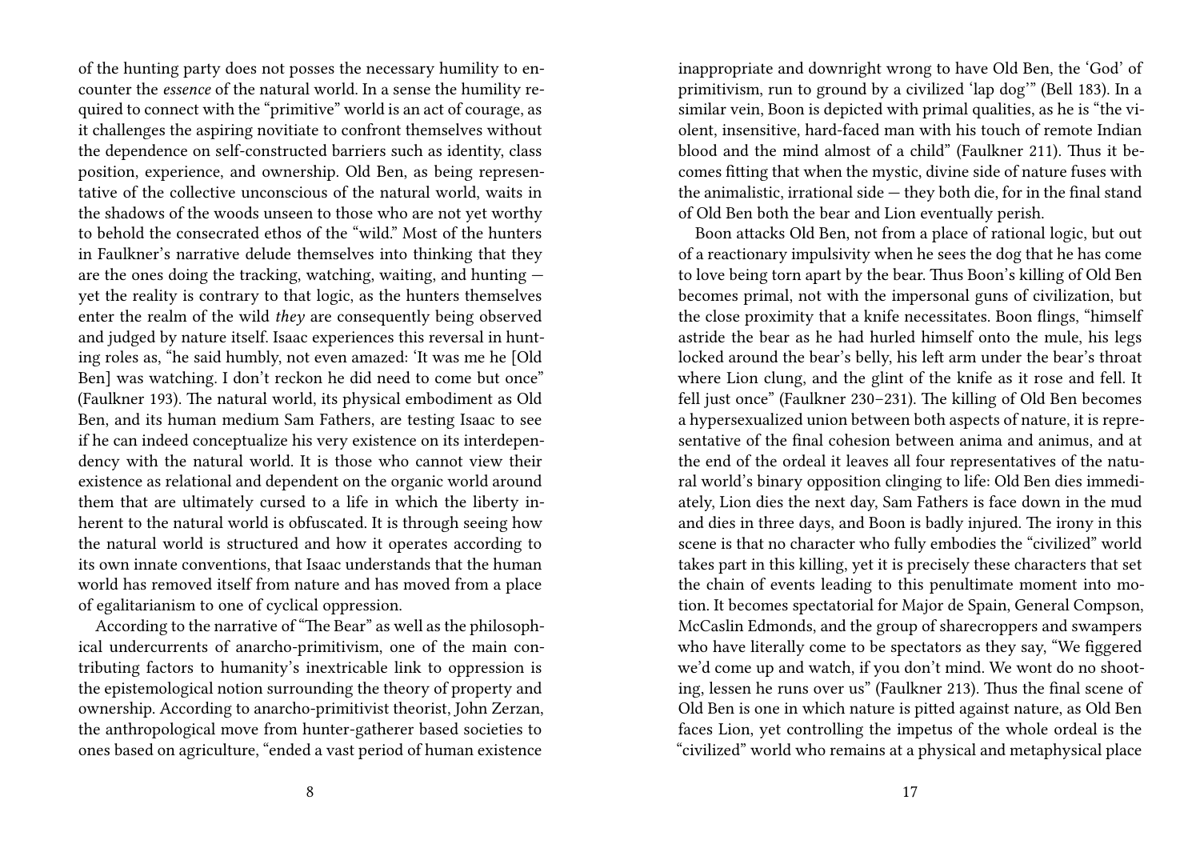of the hunting party does not posses the necessary humility to encounter the *essence* of the natural world. In a sense the humility required to connect with the "primitive" world is an act of courage, as it challenges the aspiring novitiate to confront themselves without the dependence on self-constructed barriers such as identity, class position, experience, and ownership. Old Ben, as being representative of the collective unconscious of the natural world, waits in the shadows of the woods unseen to those who are not yet worthy to behold the consecrated ethos of the "wild." Most of the hunters in Faulkner's narrative delude themselves into thinking that they are the ones doing the tracking, watching, waiting, and hunting — yet the reality is contrary to that logic, as the hunters themselves enter the realm of the wild *they* are consequently being observed and judged by nature itself. Isaac experiences this reversal in hunting roles as, "he said humbly, not even amazed: 'It was me he [Old Ben] was watching. I don't reckon he did need to come but once" (Faulkner 193). The natural world, its physical embodiment as Old Ben, and its human medium Sam Fathers, are testing Isaac to see if he can indeed conceptualize his very existence on its interdependency with the natural world. It is those who cannot view their existence as relational and dependent on the organic world around them that are ultimately cursed to a life in which the liberty inherent to the natural world is obfuscated. It is through seeing how the natural world is structured and how it operates according to its own innate conventions, that Isaac understands that the human world has removed itself from nature and has moved from a place of egalitarianism to one of cyclical oppression.

According to the narrative of "The Bear" as well as the philosophical undercurrents of anarcho-primitivism, one of the main contributing factors to humanity's inextricable link to oppression is the epistemological notion surrounding the theory of property and ownership. According to anarcho-primitivist theorist, John Zerzan, the anthropological move from hunter-gatherer based societies to ones based on agriculture, "ended a vast period of human existence

inappropriate and downright wrong to have Old Ben, the 'God' of primitivism, run to ground by a civilized 'lap dog'" (Bell 183). In a similar vein, Boon is depicted with primal qualities, as he is "the violent, insensitive, hard-faced man with his touch of remote Indian blood and the mind almost of a child" (Faulkner 211). Thus it becomes fitting that when the mystic, divine side of nature fuses with the animalistic, irrational side — they both die, for in the final stand of Old Ben both the bear and Lion eventually perish.

Boon attacks Old Ben, not from a place of rational logic, but out of a reactionary impulsivity when he sees the dog that he has come to love being torn apart by the bear. Thus Boon's killing of Old Ben becomes primal, not with the impersonal guns of civilization, but the close proximity that a knife necessitates. Boon flings, "himself astride the bear as he had hurled himself onto the mule, his legs locked around the bear's belly, his left arm under the bear's throat where Lion clung, and the glint of the knife as it rose and fell. It fell just once" (Faulkner 230–231). The killing of Old Ben becomes a hypersexualized union between both aspects of nature, it is representative of the final cohesion between anima and animus, and at the end of the ordeal it leaves all four representatives of the natural world's binary opposition clinging to life: Old Ben dies immediately, Lion dies the next day, Sam Fathers is face down in the mud and dies in three days, and Boon is badly injured. The irony in this scene is that no character who fully embodies the "civilized" world takes part in this killing, yet it is precisely these characters that set the chain of events leading to this penultimate moment into motion. It becomes spectatorial for Major de Spain, General Compson, McCaslin Edmonds, and the group of sharecroppers and swampers who have literally come to be spectators as they say, "We figgered we'd come up and watch, if you don't mind. We wont do no shooting, lessen he runs over us" (Faulkner 213). Thus the final scene of Old Ben is one in which nature is pitted against nature, as Old Ben faces Lion, yet controlling the impetus of the whole ordeal is the "civilized" world who remains at a physical and metaphysical place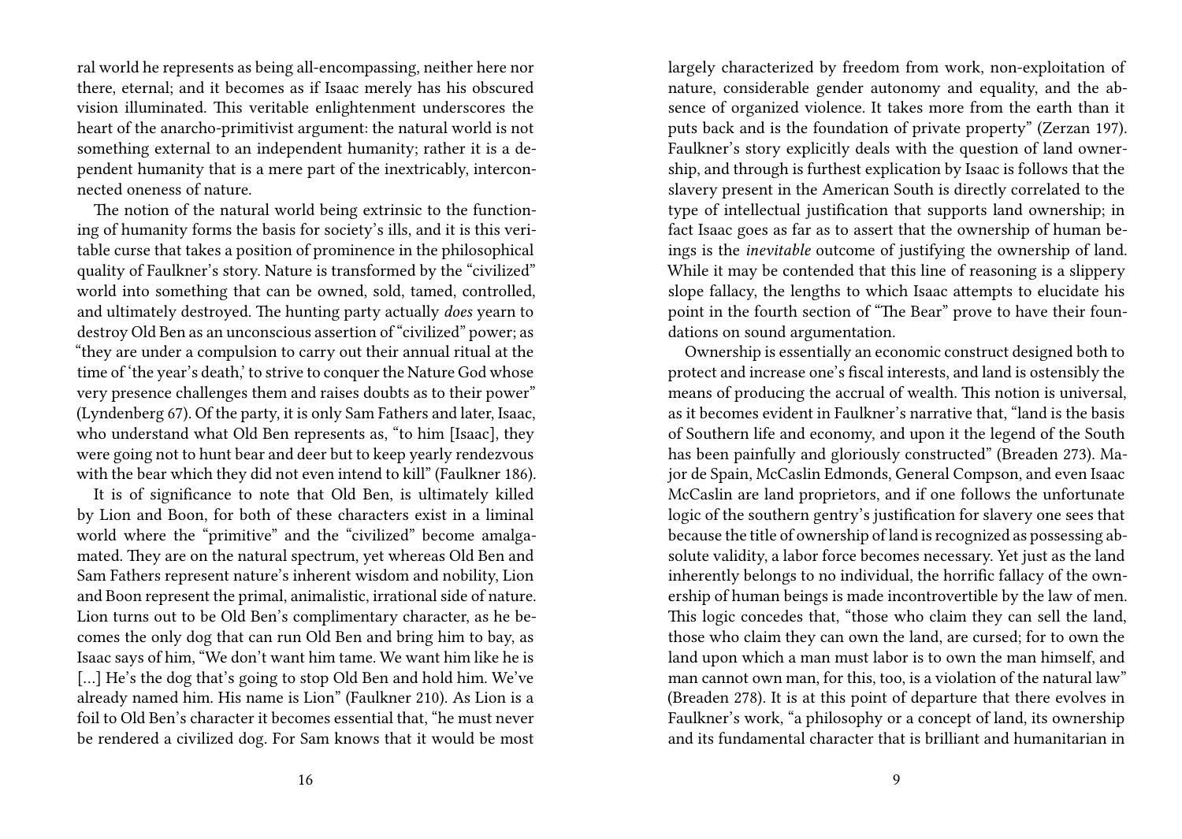ral world he represents as being all-encompassing, neither here nor there, eternal; and it becomes as if Isaac merely has his obscured vision illuminated. This veritable enlightenment underscores the heart of the anarcho-primitivist argument: the natural world is not something external to an independent humanity; rather it is a dependent humanity that is a mere part of the inextricably, interconnected oneness of nature.

The notion of the natural world being extrinsic to the functioning of humanity forms the basis for society's ills, and it is this veritable curse that takes a position of prominence in the philosophical quality of Faulkner's story. Nature is transformed by the "civilized" world into something that can be owned, sold, tamed, controlled, and ultimately destroyed. The hunting party actually *does* yearn to destroy Old Ben as an unconscious assertion of "civilized" power; as "they are under a compulsion to carry out their annual ritual at the time of 'the year's death,' to strive to conquer the Nature God whose very presence challenges them and raises doubts as to their power" (Lyndenberg 67). Of the party, it is only Sam Fathers and later, Isaac, who understand what Old Ben represents as, "to him [Isaac], they were going not to hunt bear and deer but to keep yearly rendezvous with the bear which they did not even intend to kill" (Faulkner 186).

It is of significance to note that Old Ben, is ultimately killed by Lion and Boon, for both of these characters exist in a liminal world where the "primitive" and the "civilized" become amalgamated. They are on the natural spectrum, yet whereas Old Ben and Sam Fathers represent nature's inherent wisdom and nobility, Lion and Boon represent the primal, animalistic, irrational side of nature. Lion turns out to be Old Ben's complimentary character, as he becomes the only dog that can run Old Ben and bring him to bay, as Isaac says of him, "We don't want him tame. We want him like he is [...] He's the dog that's going to stop Old Ben and hold him. We've already named him. His name is Lion" (Faulkner 210). As Lion is a foil to Old Ben's character it becomes essential that, "he must never be rendered a civilized dog. For Sam knows that it would be most

largely characterized by freedom from work, non-exploitation of nature, considerable gender autonomy and equality, and the absence of organized violence. It takes more from the earth than it puts back and is the foundation of private property" (Zerzan 197). Faulkner's story explicitly deals with the question of land ownership, and through is furthest explication by Isaac is follows that the slavery present in the American South is directly correlated to the type of intellectual justification that supports land ownership; in fact Isaac goes as far as to assert that the ownership of human beings is the *inevitable* outcome of justifying the ownership of land. While it may be contended that this line of reasoning is a slippery slope fallacy, the lengths to which Isaac attempts to elucidate his point in the fourth section of "The Bear" prove to have their foundations on sound argumentation.

Ownership is essentially an economic construct designed both to protect and increase one's fiscal interests, and land is ostensibly the means of producing the accrual of wealth. This notion is universal, as it becomes evident in Faulkner's narrative that, "land is the basis of Southern life and economy, and upon it the legend of the South has been painfully and gloriously constructed" (Breaden 273). Major de Spain, McCaslin Edmonds, General Compson, and even Isaac McCaslin are land proprietors, and if one follows the unfortunate logic of the southern gentry's justification for slavery one sees that because the title of ownership of land is recognized as possessing absolute validity, a labor force becomes necessary. Yet just as the land inherently belongs to no individual, the horrific fallacy of the ownership of human beings is made incontrovertible by the law of men. This logic concedes that, "those who claim they can sell the land, those who claim they can own the land, are cursed; for to own the land upon which a man must labor is to own the man himself, and man cannot own man, for this, too, is a violation of the natural law" (Breaden 278). It is at this point of departure that there evolves in Faulkner's work, "a philosophy or a concept of land, its ownership and its fundamental character that is brilliant and humanitarian in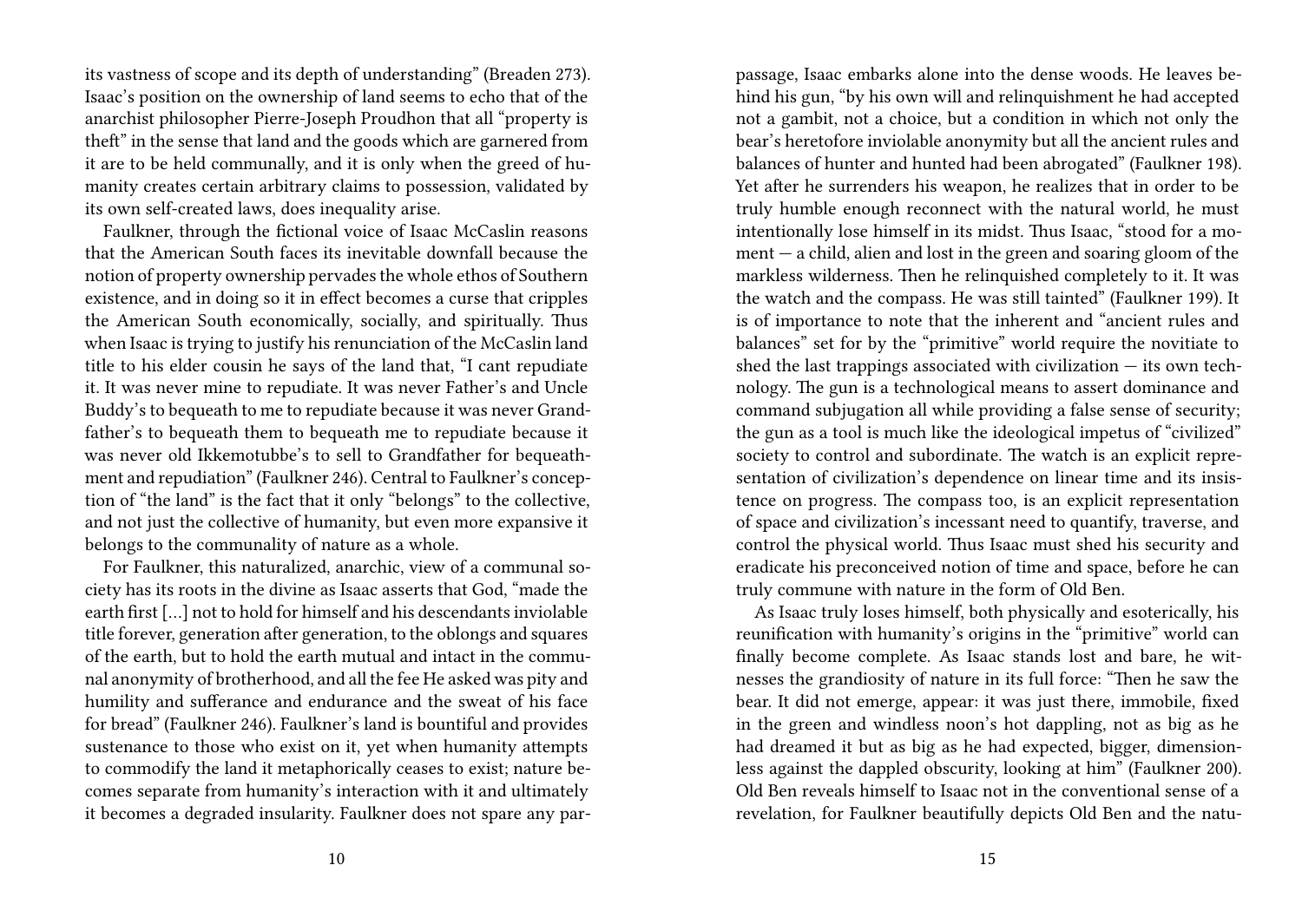its vastness of scope and its depth of understanding" (Breaden 273). Isaac's position on the ownership of land seems to echo that of the anarchist philosopher Pierre-Joseph Proudhon that all "property is theft" in the sense that land and the goods which are garnered from it are to be held communally, and it is only when the greed of humanity creates certain arbitrary claims to possession, validated by its own self-created laws, does inequality arise.

Faulkner, through the fictional voice of Isaac McCaslin reasons that the American South faces its inevitable downfall because the notion of property ownership pervades the whole ethos of Southern existence, and in doing so it in effect becomes a curse that cripples the American South economically, socially, and spiritually. Thus when Isaac is trying to justify his renunciation of the McCaslin land title to his elder cousin he says of the land that, "I cant repudiate it. It was never mine to repudiate. It was never Father's and Uncle Buddy's to bequeath to me to repudiate because it was never Grandfather's to bequeath them to bequeath me to repudiate because it was never old Ikkemotubbe's to sell to Grandfather for bequeathment and repudiation" (Faulkner 246). Central to Faulkner's conception of "the land" is the fact that it only "belongs" to the collective, and not just the collective of humanity, but even more expansive it belongs to the communality of nature as a whole.

For Faulkner, this naturalized, anarchic, view of a communal society has its roots in the divine as Isaac asserts that God, "made the earth first […] not to hold for himself and his descendants inviolable title forever, generation after generation, to the oblongs and squares of the earth, but to hold the earth mutual and intact in the communal anonymity of brotherhood, and all the fee He asked was pity and humility and sufferance and endurance and the sweat of his face for bread" (Faulkner 246). Faulkner's land is bountiful and provides sustenance to those who exist on it, yet when humanity attempts to commodify the land it metaphorically ceases to exist; nature becomes separate from humanity's interaction with it and ultimately it becomes a degraded insularity. Faulkner does not spare any par-

passage, Isaac embarks alone into the dense woods. He leaves behind his gun, "by his own will and relinquishment he had accepted not a gambit, not a choice, but a condition in which not only the bear's heretofore inviolable anonymity but all the ancient rules and balances of hunter and hunted had been abrogated" (Faulkner 198). Yet after he surrenders his weapon, he realizes that in order to be truly humble enough reconnect with the natural world, he must intentionally lose himself in its midst. Thus Isaac, "stood for a moment — a child, alien and lost in the green and soaring gloom of the markless wilderness. Then he relinquished completely to it. It was the watch and the compass. He was still tainted" (Faulkner 199). It is of importance to note that the inherent and "ancient rules and balances" set for by the "primitive" world require the novitiate to shed the last trappings associated with civilization — its own technology. The gun is a technological means to assert dominance and command subjugation all while providing a false sense of security; the gun as a tool is much like the ideological impetus of "civilized" society to control and subordinate. The watch is an explicit representation of civilization's dependence on linear time and its insistence on progress. The compass too, is an explicit representation of space and civilization's incessant need to quantify, traverse, and control the physical world. Thus Isaac must shed his security and eradicate his preconceived notion of time and space, before he can truly commune with nature in the form of Old Ben.

As Isaac truly loses himself, both physically and esoterically, his reunification with humanity's origins in the "primitive" world can finally become complete. As Isaac stands lost and bare, he witnesses the grandiosity of nature in its full force: "Then he saw the bear. It did not emerge, appear: it was just there, immobile, fixed in the green and windless noon's hot dappling, not as big as he had dreamed it but as big as he had expected, bigger, dimensionless against the dappled obscurity, looking at him" (Faulkner 200). Old Ben reveals himself to Isaac not in the conventional sense of a revelation, for Faulkner beautifully depicts Old Ben and the natu-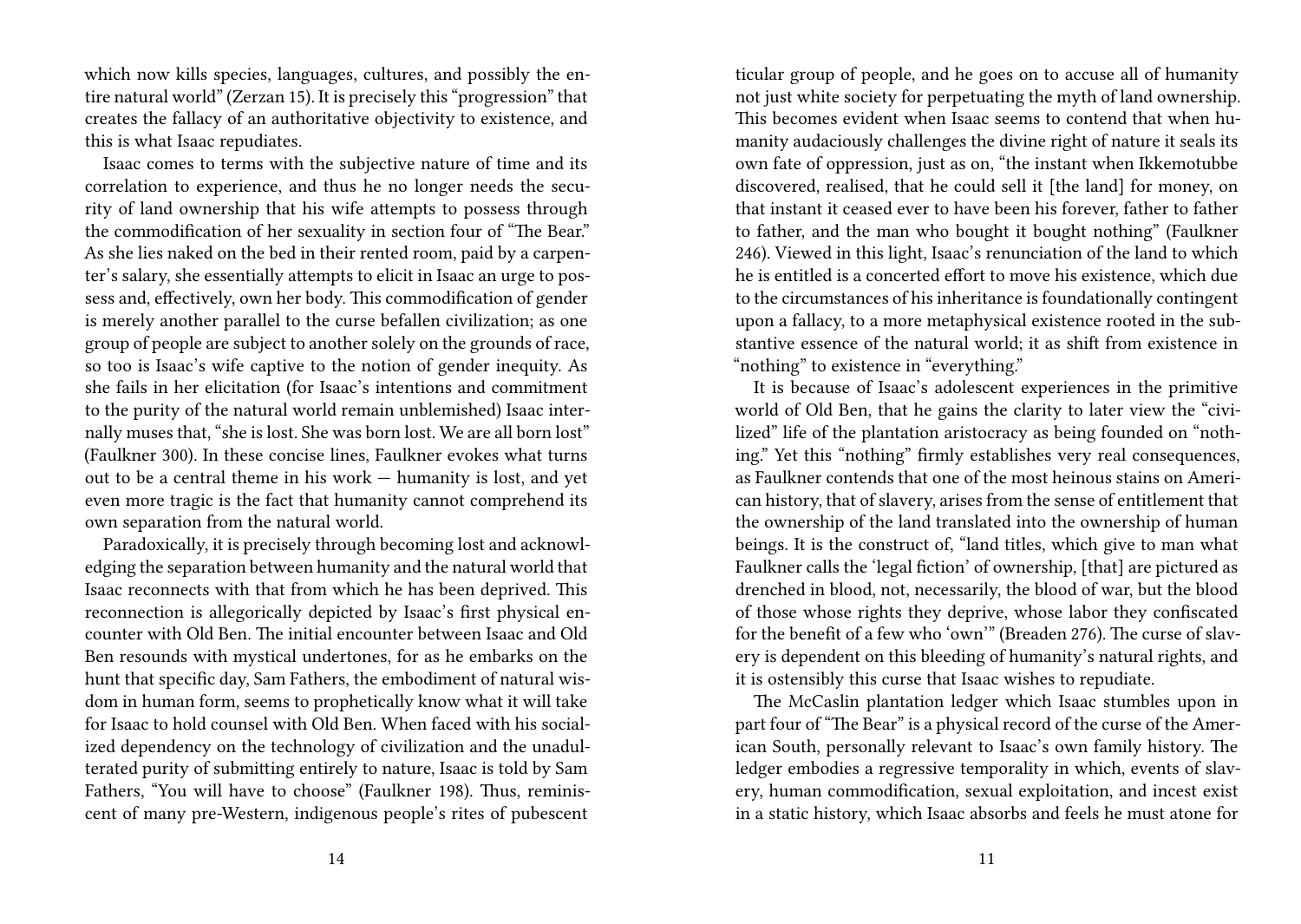which now kills species, languages, cultures, and possibly the entire natural world" (Zerzan 15). It is precisely this "progression" that creates the fallacy of an authoritative objectivity to existence, and this is what Isaac repudiates.

Isaac comes to terms with the subjective nature of time and its correlation to experience, and thus he no longer needs the security of land ownership that his wife attempts to possess through the commodification of her sexuality in section four of "The Bear." As she lies naked on the bed in their rented room, paid by a carpenter's salary, she essentially attempts to elicit in Isaac an urge to possess and, effectively, own her body. This commodification of gender is merely another parallel to the curse befallen civilization; as one group of people are subject to another solely on the grounds of race, so too is Isaac's wife captive to the notion of gender inequity. As she fails in her elicitation (for Isaac's intentions and commitment to the purity of the natural world remain unblemished) Isaac internally muses that, "she is lost. She was born lost. We are all born lost" (Faulkner 300). In these concise lines, Faulkner evokes what turns out to be a central theme in his work — humanity is lost, and yet even more tragic is the fact that humanity cannot comprehend its own separation from the natural world.

Paradoxically, it is precisely through becoming lost and acknowledging the separation between humanity and the natural world that Isaac reconnects with that from which he has been deprived. This reconnection is allegorically depicted by Isaac's first physical encounter with Old Ben. The initial encounter between Isaac and Old Ben resounds with mystical undertones, for as he embarks on the hunt that specific day, Sam Fathers, the embodiment of natural wisdom in human form, seems to prophetically know what it will take for Isaac to hold counsel with Old Ben. When faced with his socialized dependency on the technology of civilization and the unadulterated purity of submitting entirely to nature, Isaac is told by Sam Fathers, "You will have to choose" (Faulkner 198). Thus, reminiscent of many pre-Western, indigenous people's rites of pubescent

ticular group of people, and he goes on to accuse all of humanity not just white society for perpetuating the myth of land ownership. This becomes evident when Isaac seems to contend that when humanity audaciously challenges the divine right of nature it seals its own fate of oppression, just as on, "the instant when Ikkemotubbe discovered, realised, that he could sell it [the land] for money, on that instant it ceased ever to have been his forever, father to father to father, and the man who bought it bought nothing" (Faulkner 246). Viewed in this light, Isaac's renunciation of the land to which he is entitled is a concerted effort to move his existence, which due to the circumstances of his inheritance is foundationally contingent upon a fallacy, to a more metaphysical existence rooted in the substantive essence of the natural world; it as shift from existence in "nothing" to existence in "everything."

It is because of Isaac's adolescent experiences in the primitive world of Old Ben, that he gains the clarity to later view the "civilized" life of the plantation aristocracy as being founded on "nothing." Yet this "nothing" firmly establishes very real consequences, as Faulkner contends that one of the most heinous stains on American history, that of slavery, arises from the sense of entitlement that the ownership of the land translated into the ownership of human beings. It is the construct of, "land titles, which give to man what Faulkner calls the 'legal fiction' of ownership, [that] are pictured as drenched in blood, not, necessarily, the blood of war, but the blood of those whose rights they deprive, whose labor they confiscated for the benefit of a few who 'own'" (Breaden 276). The curse of slavery is dependent on this bleeding of humanity's natural rights, and it is ostensibly this curse that Isaac wishes to repudiate.

The McCaslin plantation ledger which Isaac stumbles upon in part four of "The Bear" is a physical record of the curse of the American South, personally relevant to Isaac's own family history. The ledger embodies a regressive temporality in which, events of slavery, human commodification, sexual exploitation, and incest exist in a static history, which Isaac absorbs and feels he must atone for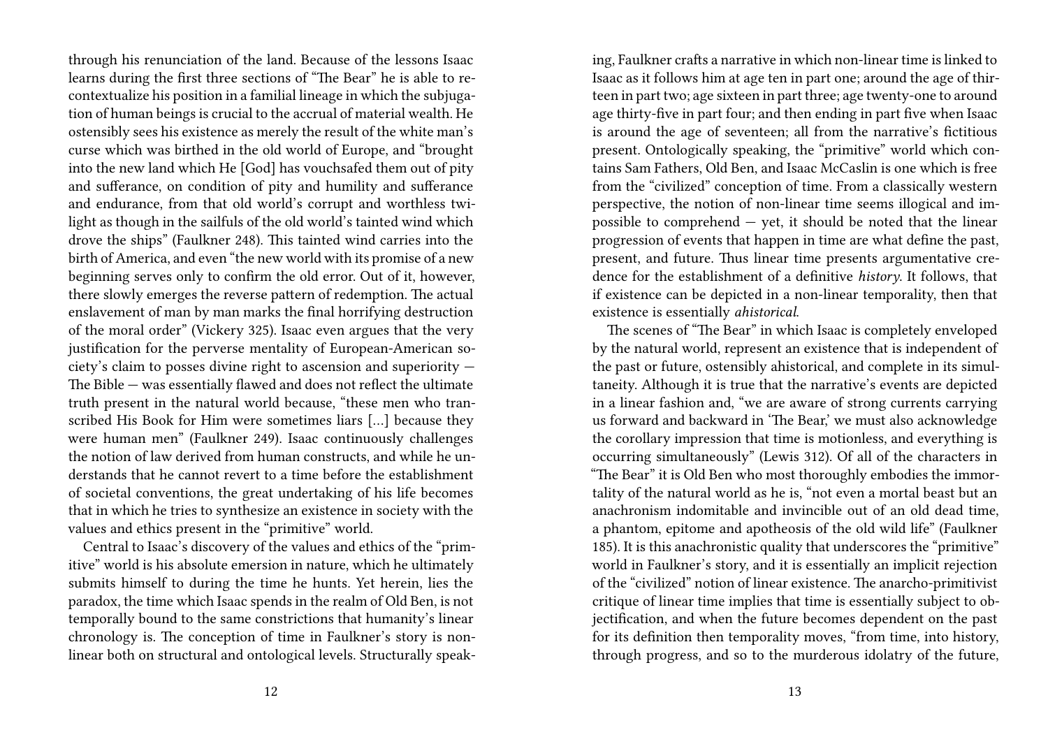through his renunciation of the land. Because of the lessons Isaac learns during the first three sections of "The Bear" he is able to re-contextualize his position in a familial lineage in which the subjugation of human beings is crucial to the accrual of material wealth. He ostensibly sees his existence as merely the result of the white man's curse which was birthed in the old world of Europe, and "brought into the new land which He [God] has vouchsafed them out of pity and sufferance, on condition of pity and humility and sufferance and endurance, from that old world's corrupt and worthless twilight as though in the sailfuls of the old world's tainted wind which drove the ships" (Faulkner 248). This tainted wind carries into the birth of America, and even "the new world with its promise of a new beginning serves only to confirm the old error. Out of it, however, there slowly emerges the reverse pattern of redemption. The actual enslavement of man by man marks the final horrifying destruction of the moral order" (Vickery 325). Isaac even argues that the very justification for the perverse mentality of European-American society's claim to posses divine right to ascension and superiority — The Bible — was essentially flawed and does not reflect the ultimate truth present in the natural world because, "these men who transcribed His Book for Him were sometimes liars […] because they were human men" (Faulkner 249). Isaac continuously challenges the notion of law derived from human constructs, and while he understands that he cannot revert to a time before the establishment of societal conventions, the great undertaking of his life becomes that in which he tries to synthesize an existence in society with the values and ethics present in the "primitive" world.

Central to Isaac's discovery of the values and ethics of the "primitive" world is his absolute emersion in nature, which he ultimately submits himself to during the time he hunts. Yet herein, lies the paradox, the time which Isaac spends in the realm of Old Ben, is not temporally bound to the same constrictions that humanity's linear chronology is. The conception of time in Faulkner's story is non-linear both on structural and ontological levels. Structurally speaking, Faulkner crafts a narrative in which non-linear time is linked to Isaac as it follows him at age ten in part one; around the age of thirteen in part two; age sixteen in part three; age twenty-one to around age thirty-five in part four; and then ending in part five when Isaac is around the age of seventeen; all from the narrative's fictitious present. Ontologically speaking, the "primitive" world which contains Sam Fathers, Old Ben, and Isaac McCaslin is one which is free from the "civilized" conception of time. From a classically western perspective, the notion of non-linear time seems illogical and impossible to comprehend — yet, it should be noted that the linear progression of events that happen in time are what define the past, present, and future. Thus linear time presents argumentative credence for the establishment of a definitive *history*. It follows, that if existence can be depicted in a non-linear temporality, then that existence is essentially *ahistorical*.

The scenes of "The Bear" in which Isaac is completely enveloped by the natural world, represent an existence that is independent of the past or future, ostensibly ahistorical, and complete in its simultaneity. Although it is true that the narrative's events are depicted in a linear fashion and, "we are aware of strong currents carrying us forward and backward in 'The Bear,' we must also acknowledge the corollary impression that time is motionless, and everything is occurring simultaneously" (Lewis 312). Of all of the characters in "The Bear" it is Old Ben who most thoroughly embodies the immortality of the natural world as he is, "not even a mortal beast but an anachronism indomitable and invincible out of an old dead time, a phantom, epitome and apotheosis of the old wild life" (Faulkner 185). It is this anachronistic quality that underscores the "primitive" world in Faulkner's story, and it is essentially an implicit rejection of the "civilized" notion of linear existence. The anarcho-primitivist critique of linear time implies that time is essentially subject to objectification, and when the future becomes dependent on the past for its definition then temporality moves, "from time, into history, through progress, and so to the murderous idolatry of the future,